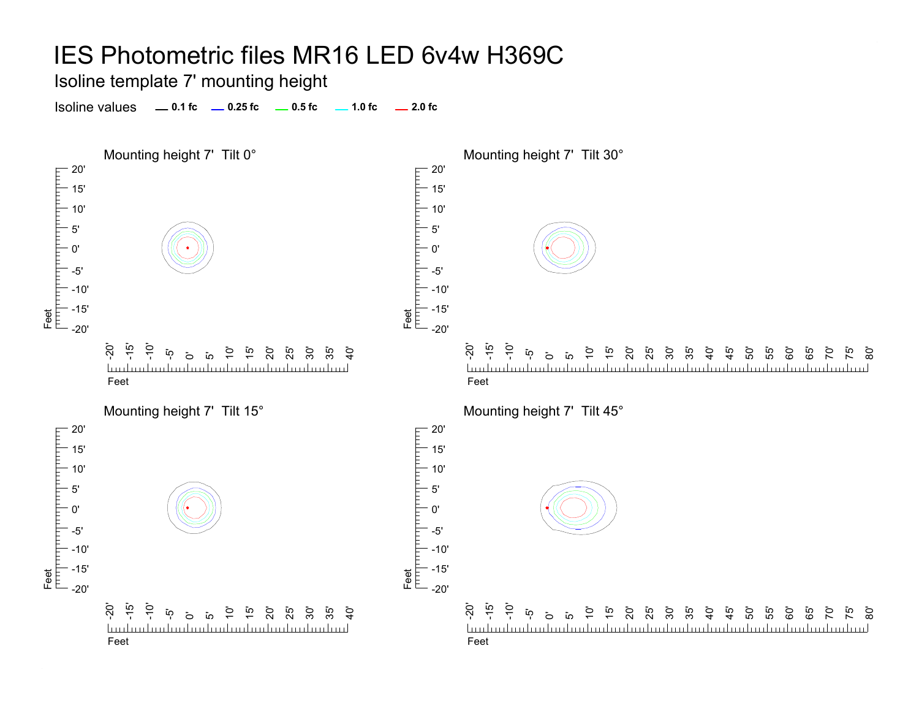# IES Photometric files MR16 LED 6v4w H369C

## Isoline template 7' mounting height

Isoline values — 0.1 fc — 0.25 fc — 0.5 fc — 1.0 fc — 2.0 fc

### Mounting height 7' Tilt 0°

### Mounting height 7' Tilt 30°

### Mounting height 7' Tilt 15°

### Mounting height 7' Tilt 45°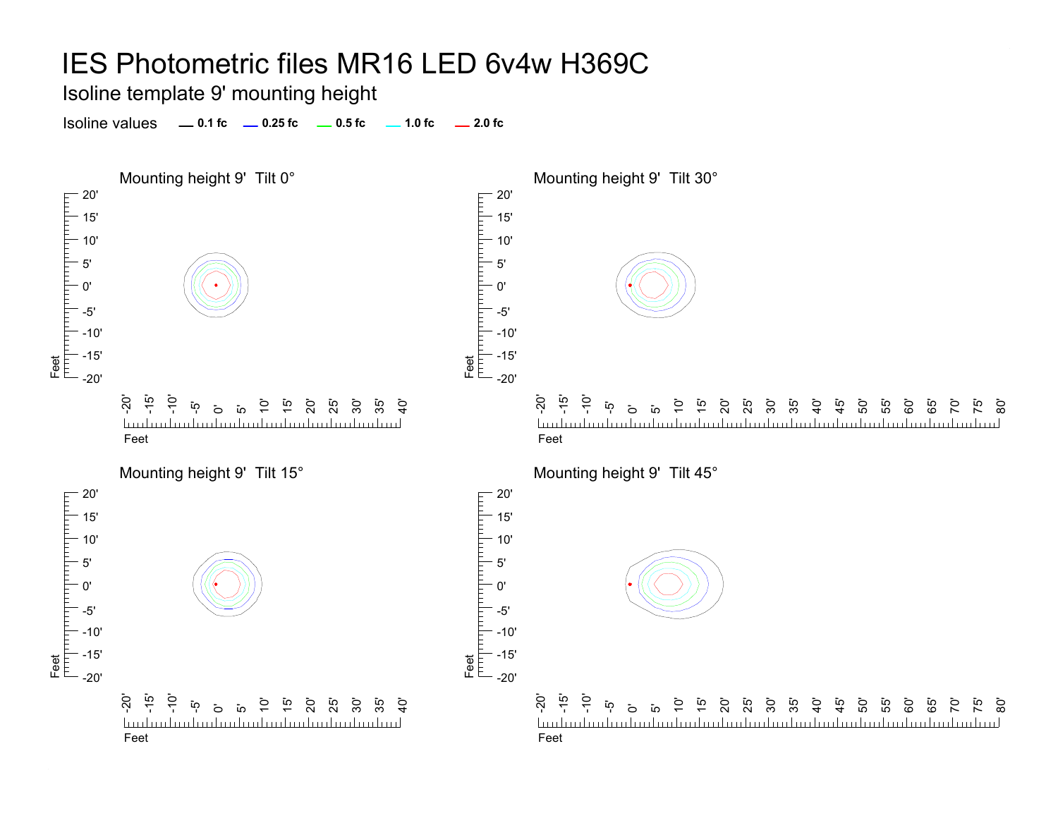# IES Photometric files MR16 LED 6v4w H369C

## Isoline template 9' mounting height

Isoline values — 0.1 fc — 0.25 fc — 0.5 fc — 1.0 fc — 2.0 fc

### Mounting height 9' Tilt 0°

### Mounting height 9' Tilt 30°

### Mounting height 9' Tilt 15°

### Mounting height 9' Tilt 45°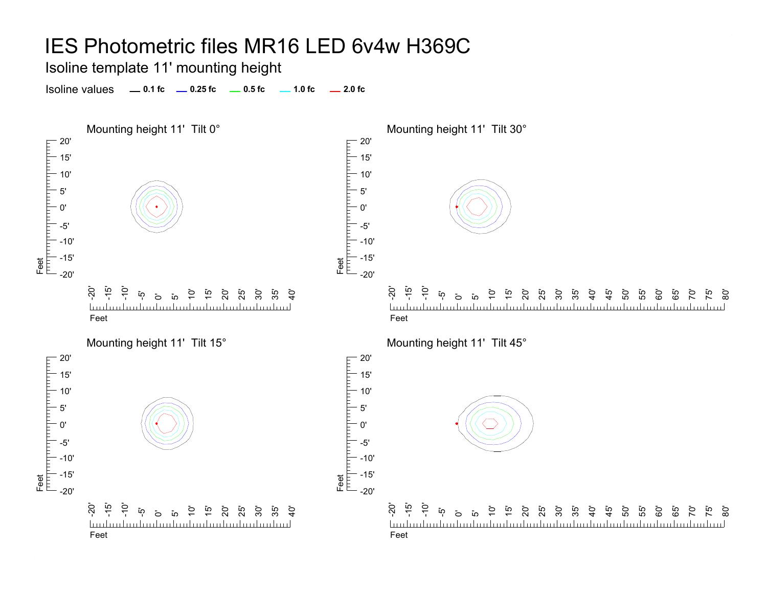# IES Photometric files MR16 LED 6v4w H369C

## Isoline template 11' mounting height

Isoline values — 0.1 fc — 0.25 fc — 0.5 fc — 1.0 fc — 2.0 fc

### Mounting height 11' Tilt 0°

### Mounting height 11' Tilt 30°

### Mounting height 11' Tilt 15°

### Mounting height 11' Tilt 45°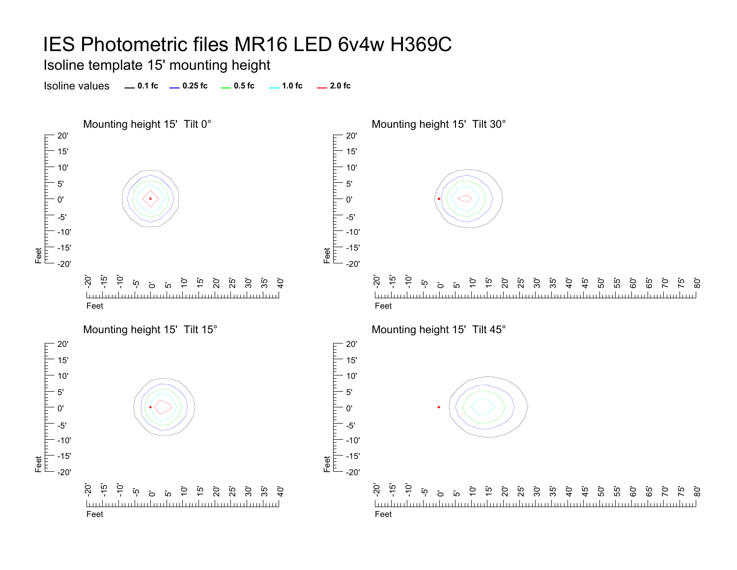# IES Photometric files MR16 LED 6v4w H369C

## Isoline template 15' mounting height

Isoline values — 0.1 fc — 0.25 fc — 0.5 fc — 1.0 fc — 2.0 fc

### Mounting height 15' Tilt 0°

### Mounting height 15' Tilt 30°

### Mounting height 15' Tilt 15°

### Mounting height 15' Tilt 45°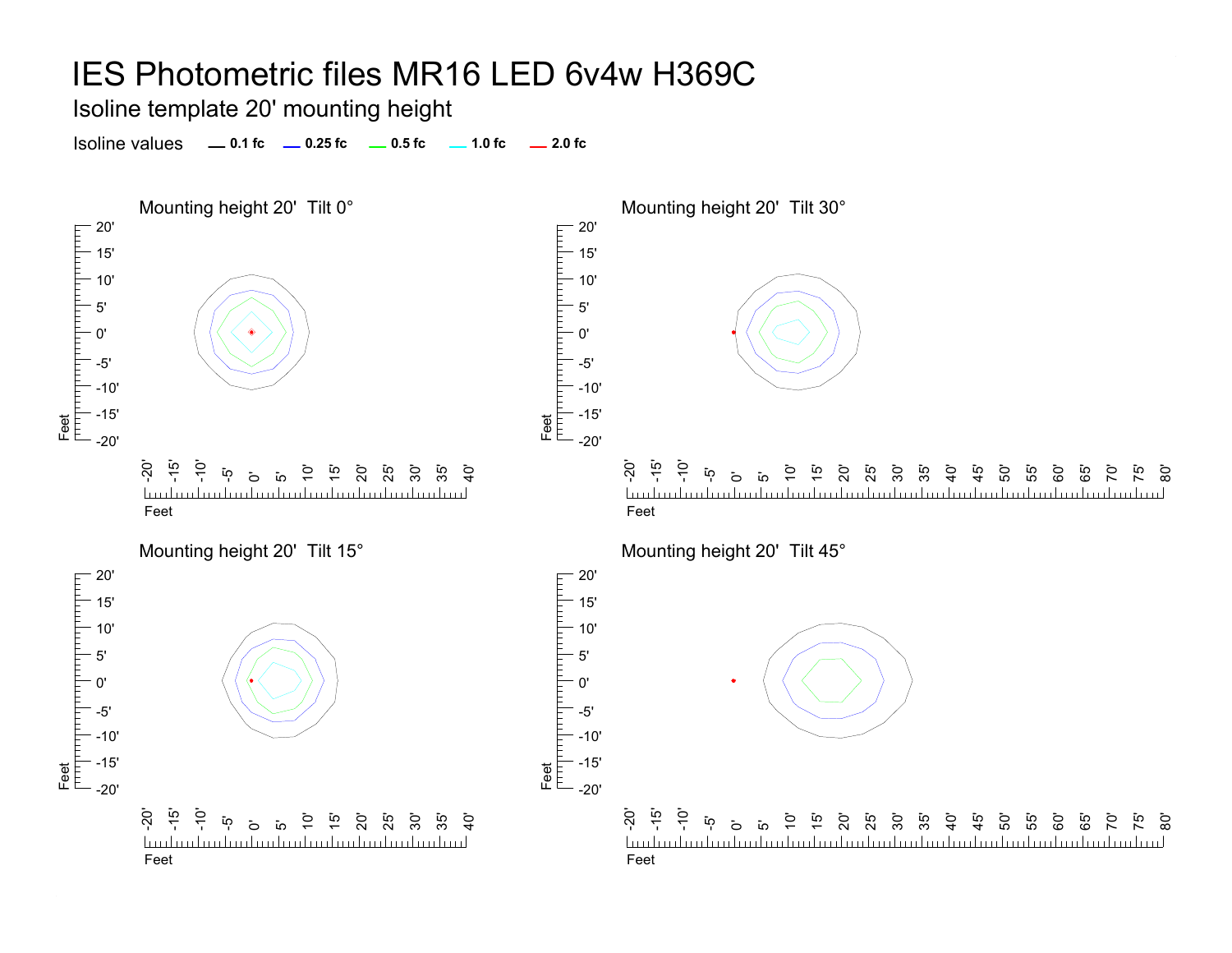# IES Photometric files MR16 LED 6v4w H369C

## Isoline template 20' mounting height

Isoline values — 0.1 fc — 0.25 fc — 0.5 fc — 1.0 fc — 2.0 fc

### Mounting height 20' Tilt 0°

### Mounting height 20' Tilt 30°

### Mounting height 20' Tilt 15°

### Mounting height 20' Tilt 45°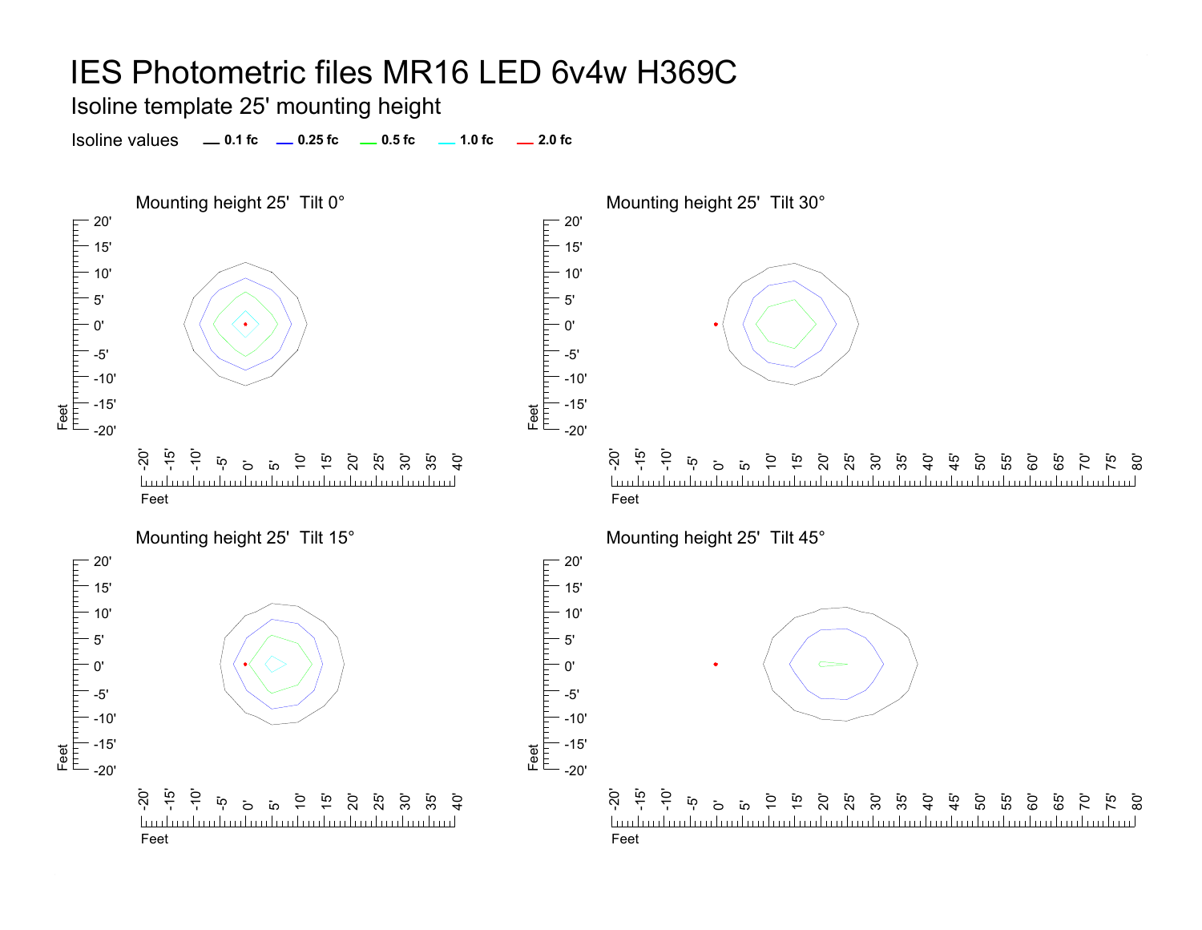# IES Photometric files MR16 LED 6v4w H369C

## Isoline template 25' mounting height

Isoline values — 0.1 fc — 0.25 fc — 0.5 fc — 1.0 fc — 2.0 fc

### Mounting height 25' Tilt 0°

### Mounting height 25' Tilt 30°

### Mounting height 25' Tilt 15°

### Mounting height 25' Tilt 45°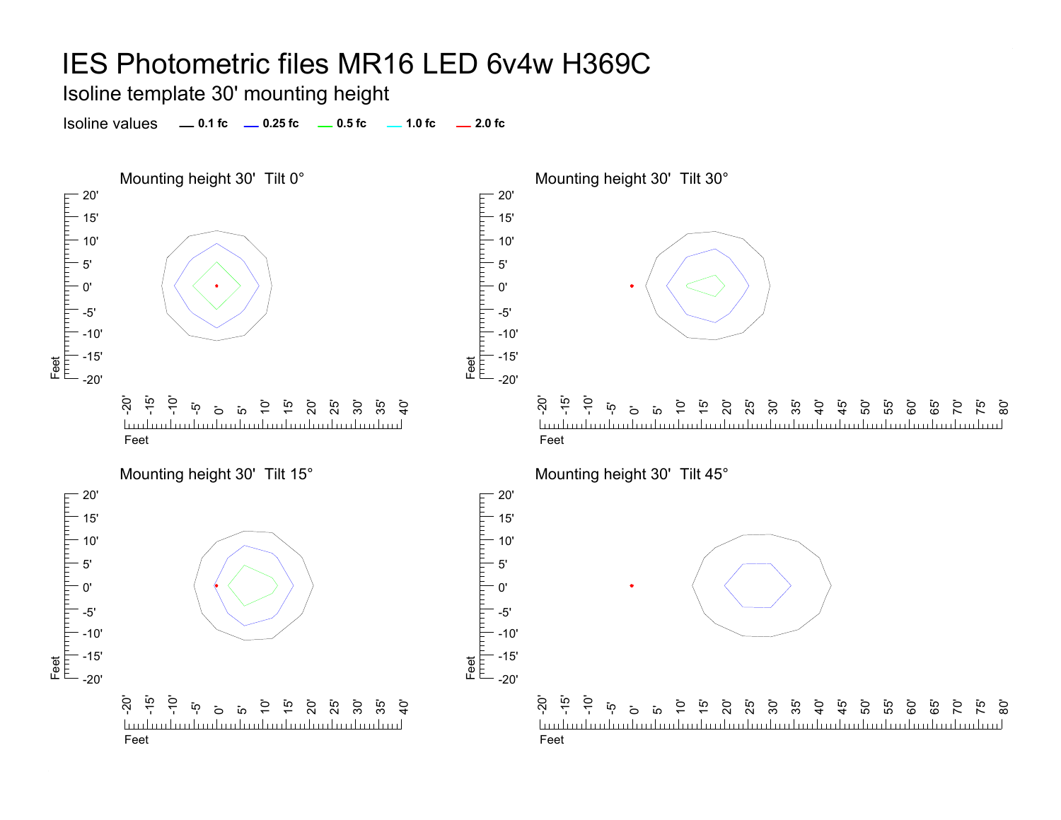# IES Photometric files MR16 LED 6v4w H369C

Isoline template 30' mounting height

Isoline values — 0.1 fc — 0.25 fc — 0.5 fc — 1.0 fc — 2.0 fc

Mounting height 30' Tilt 0°

20' 15' 10' 5' 0' -5' -10' -15' -20'

Feet

-20' -15' -10' -5' 0' 5' 10' 15' 20' 25' 30' 35' 40'

Feet

Mounting height 30' Tilt 30°

20' 15' 10' 5' 0' -5' -10' -15' -20'

Feet

-20' -15' -10' -5' 0' 5' 10' 15' 20' 25' 30' 35' 40' 45' 50' 55' 60' 65' 70' 75' 80'

Feet

Mounting height 30' Tilt 15°

20' 15' 10' 5' 0' -5' -10' -15' -20'

Feet

-20' -15' -10' -5' 0' 5' 10' 15' 20' 25' 30' 35' 40'

Feet

Mounting height 30' Tilt 45°

20' 15' 10' 5' 0' -5' -10' -15' -20'

Feet

-20' -15' -10' -5' 0' 5' 10' 15' 20' 25' 30' 35' 40' 45' 50' 55' 60' 65' 70' 75' 80'

Feet